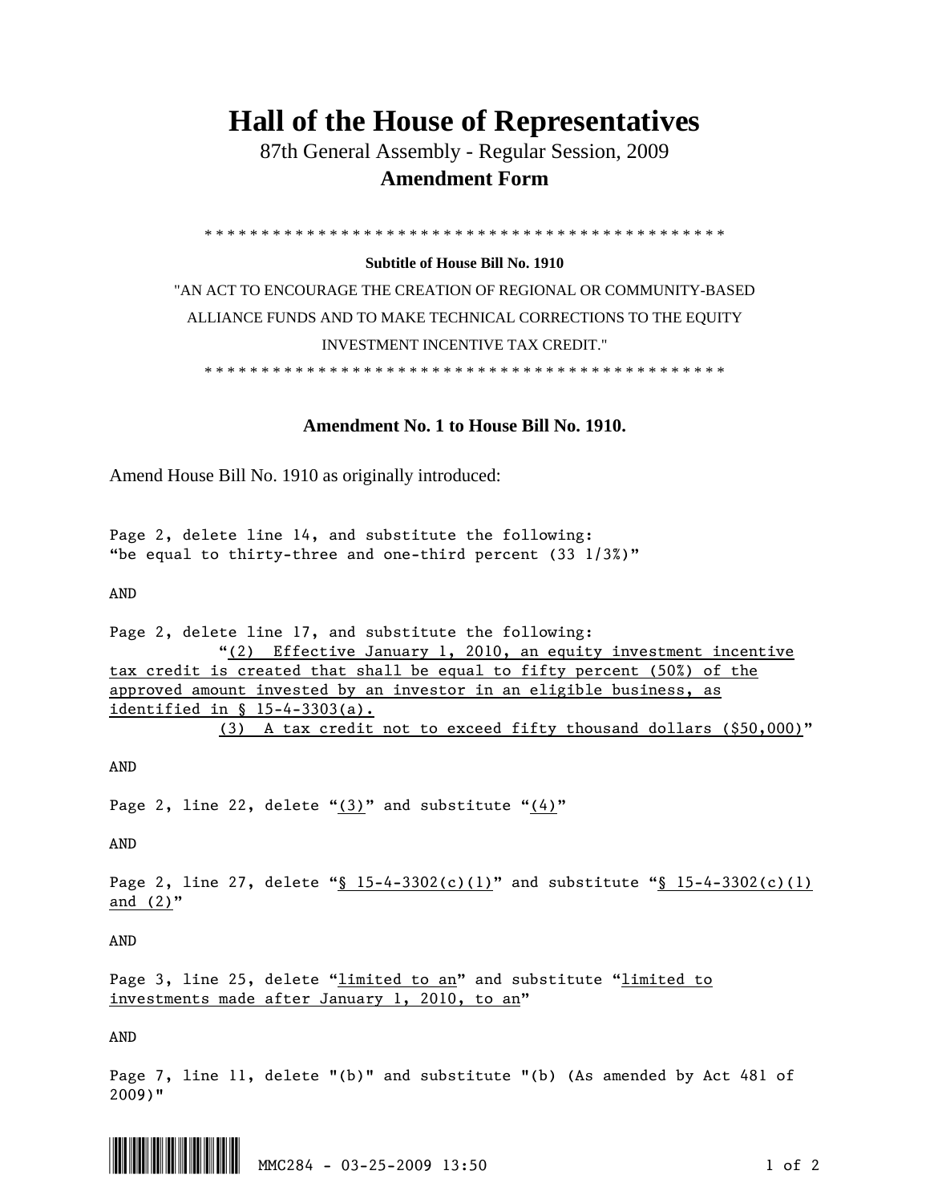# Hall of the House of Representatives

87th General Assembly - Regular Session, 2009

**Amendment Form**

\* \* \* \* \* \* \* \* \* \* \* \* \* \* \* \* \* \* \* \* \* \* \* \* \* \* \* \* \* \* \* \* \* \* \* \* \* \* \* \* \* \* \* \* \* \* \* \* \*

**Subtitle of House Bill No. 1910**

"AN ACT TO ENCOURAGE THE CREATION OF REGIONAL OR COMMUNITY-BASED ALLIANCE FUNDS AND TO MAKE TECHNICAL CORRECTIONS TO THE EQUITY INVESTMENT INCENTIVE TAX CREDIT."

\* \* \* \* \* \* \* \* \* \* \* \* \* \* \* \* \* \* \* \* \* \* \* \* \* \* \* \* \* \* \* \* \* \* \* \* \* \* \* \* \* \* \* \* \* \* \* \* \*

**Amendment No. 1 to House Bill No. 1910.**

Amend House Bill No. 1910 as originally introduced:

Page 2, delete line 14, and substitute the following:
"be equal to thirty-three and one-third percent (33 1/3%)"

AND

Page 2, delete line 17, and substitute the following:
"<u>(2) Effective January 1, 2010, an equity investment incentive tax credit is created that shall be equal to fifty percent (50%) of the approved amount invested by an investor in an eligible business, as identified in § 15-4-3303(a).</u>
<u>(3) A tax credit not to exceed fifty thousand dollars ($50,000)</u>"

AND

Page 2, line 22, delete "<u>(3)</u>" and substitute "<u>(4)</u>"

AND

Page 2, line 27, delete "<u>§ 15-4-3302(c)(1)</u>" and substitute "<u>§ 15-4-3302(c)(1) and (2)</u>"

AND

Page 3, line 25, delete "<u>limited to an</u>" and substitute "<u>limited to investments made after January 1, 2010, to an</u>"

AND

Page 7, line 11, delete "(b)" and substitute "(b) (As amended by Act 481 of 2009)"

MMC284 - 03-25-2009 13:50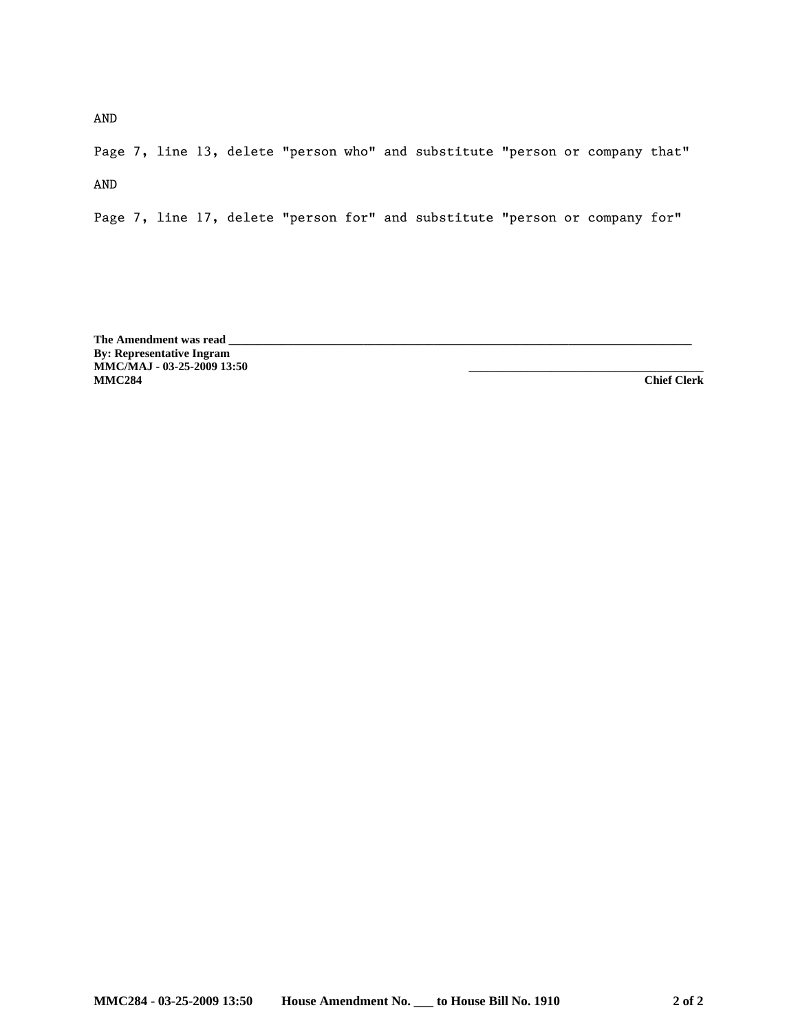AND

Page 7, line 13, delete "person who" and substitute "person or company that"

AND

Page 7, line 17, delete "person for" and substitute "person or company for"

**The Amendment was read \_\_\_\_\_\_\_\_\_\_\_\_\_\_\_\_\_\_\_\_\_\_\_\_\_\_\_\_\_\_\_\_\_\_\_\_\_\_\_\_\_\_\_\_\_\_\_\_\_\_\_\_\_\_\_\_\_\_\_\_\_\_\_\_\_\_\_\_\_\_**
**By: Representative Ingram**
**MMC/MAJ - 03-25-2009 13:50**
**MMC284**

\_\_\_\_\_\_\_\_\_\_\_\_\_\_\_\_\_\_\_\_\_\_\_\_\_\_\_\_\_\_\_\_\_\_\_\_\_\_\_
**Chief Clerk**